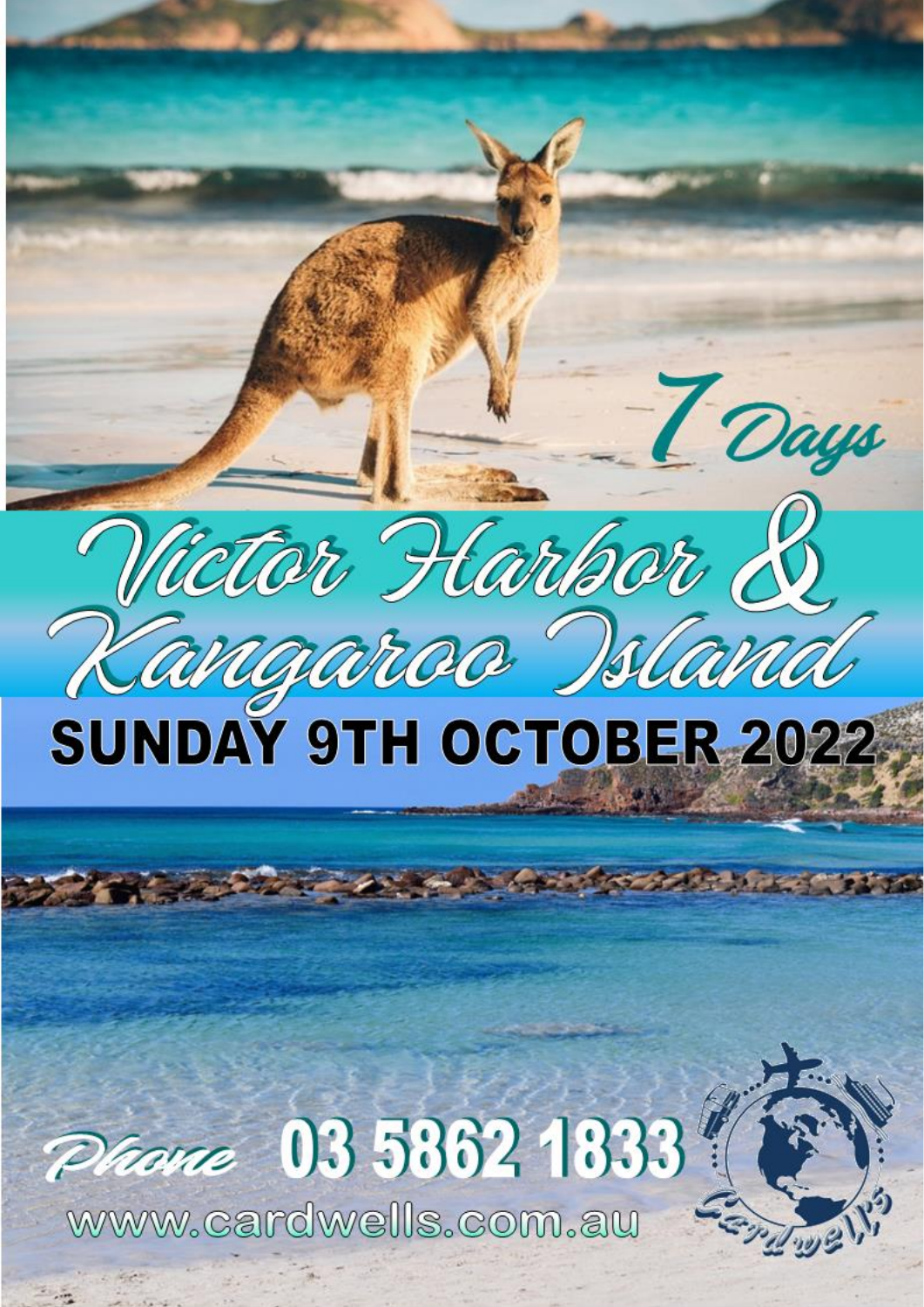7 Days

# Victor Harbor & Kangaroo Island

## SUNDAY 9TH OCTOBER 2022

Phone 03 5862 1833

www.cardwells.com.au

Cardwells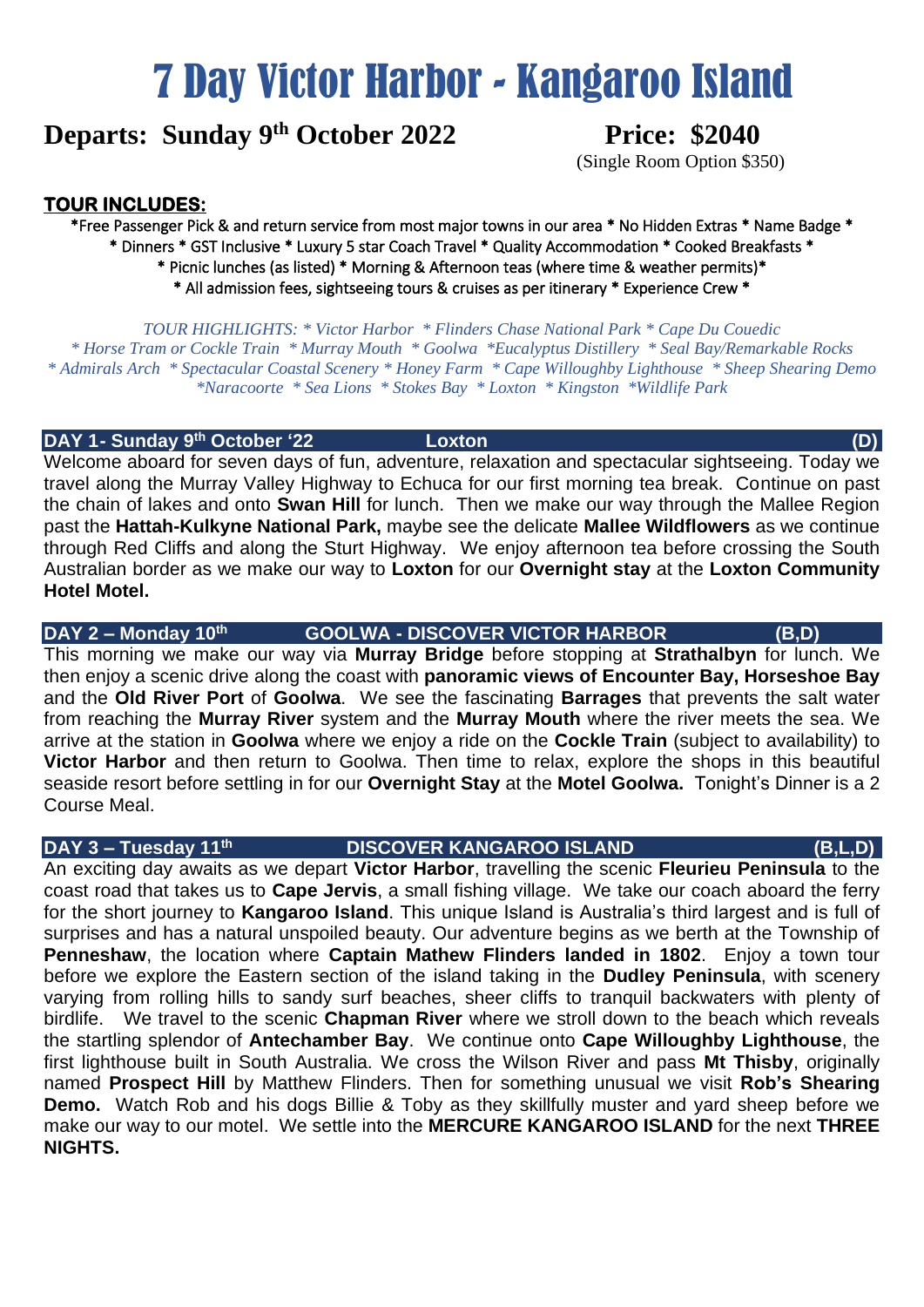# 7 Day Victor Harbor - Kangaroo Island

**Departs: Sunday 9th October 2022** **Price: $2040**

(Single Room Option $350)

## TOUR INCLUDES:

*Free Passenger Pick & and return service from most major towns in our area * No Hidden Extras * Name Badge * * Dinners * GST Inclusive * Luxury 5 star Coach Travel * Quality Accommodation * Cooked Breakfasts * * Picnic lunches (as listed) * Morning & Afternoon teas (where time & weather permits)* * All admission fees, sightseeing tours & cruises as per itinerary * Experience Crew *

*TOUR HIGHLIGHTS: * Victor Harbor * Flinders Chase National Park * Cape Du Couedic * Horse Tram or Cockle Train * Murray Mouth * Goolwa *Eucalyptus Distillery * Seal Bay/Remarkable Rocks * Admirals Arch * Spectacular Coastal Scenery * Honey Farm * Cape Willoughby Lighthouse * Sheep Shearing Demo *Naracoorte * Sea Lions * Stokes Bay * Loxton * Kingston *Wildlife Park*

### DAY 1- Sunday 9th October '22 — Loxton (D)

Welcome aboard for seven days of fun, adventure, relaxation and spectacular sightseeing. Today we travel along the Murray Valley Highway to Echuca for our first morning tea break. Continue on past the chain of lakes and onto **Swan Hill** for lunch. Then we make our way through the Mallee Region past the **Hattah-Kulkyne National Park,** maybe see the delicate **Mallee Wildflowers** as we continue through Red Cliffs and along the Sturt Highway. We enjoy afternoon tea before crossing the South Australian border as we make our way to **Loxton** for our **Overnight stay** at the **Loxton Community Hotel Motel.**

### DAY 2 – Monday 10th — GOOLWA - DISCOVER VICTOR HARBOR (B,D)

This morning we make our way via **Murray Bridge** before stopping at **Strathalbyn** for lunch. We then enjoy a scenic drive along the coast with **panoramic views of Encounter Bay, Horseshoe Bay** and the **Old River Port** of **Goolwa**. We see the fascinating **Barrages** that prevents the salt water from reaching the **Murray River** system and the **Murray Mouth** where the river meets the sea. We arrive at the station in **Goolwa** where we enjoy a ride on the **Cockle Train** (subject to availability) to **Victor Harbor** and then return to Goolwa. Then time to relax, explore the shops in this beautiful seaside resort before settling in for our **Overnight Stay** at the **Motel Goolwa.** Tonight's Dinner is a 2 Course Meal.

### DAY 3 – Tuesday 11th — DISCOVER KANGAROO ISLAND (B,L,D)

An exciting day awaits as we depart **Victor Harbor**, travelling the scenic **Fleurieu Peninsula** to the coast road that takes us to **Cape Jervis**, a small fishing village. We take our coach aboard the ferry for the short journey to **Kangaroo Island**. This unique Island is Australia's third largest and is full of surprises and has a natural unspoiled beauty. Our adventure begins as we berth at the Township of **Penneshaw**, the location where **Captain Mathew Flinders landed in 1802**. Enjoy a town tour before we explore the Eastern section of the island taking in the **Dudley Peninsula**, with scenery varying from rolling hills to sandy surf beaches, sheer cliffs to tranquil backwaters with plenty of birdlife. We travel to the scenic **Chapman River** where we stroll down to the beach which reveals the startling splendor of **Antechamber Bay**. We continue onto **Cape Willoughby Lighthouse**, the first lighthouse built in South Australia. We cross the Wilson River and pass **Mt Thisby**, originally named **Prospect Hill** by Matthew Flinders. Then for something unusual we visit **Rob's Shearing Demo.** Watch Rob and his dogs Billie & Toby as they skillfully muster and yard sheep before we make our way to our motel. We settle into the **MERCURE KANGAROO ISLAND** for the next **THREE NIGHTS.**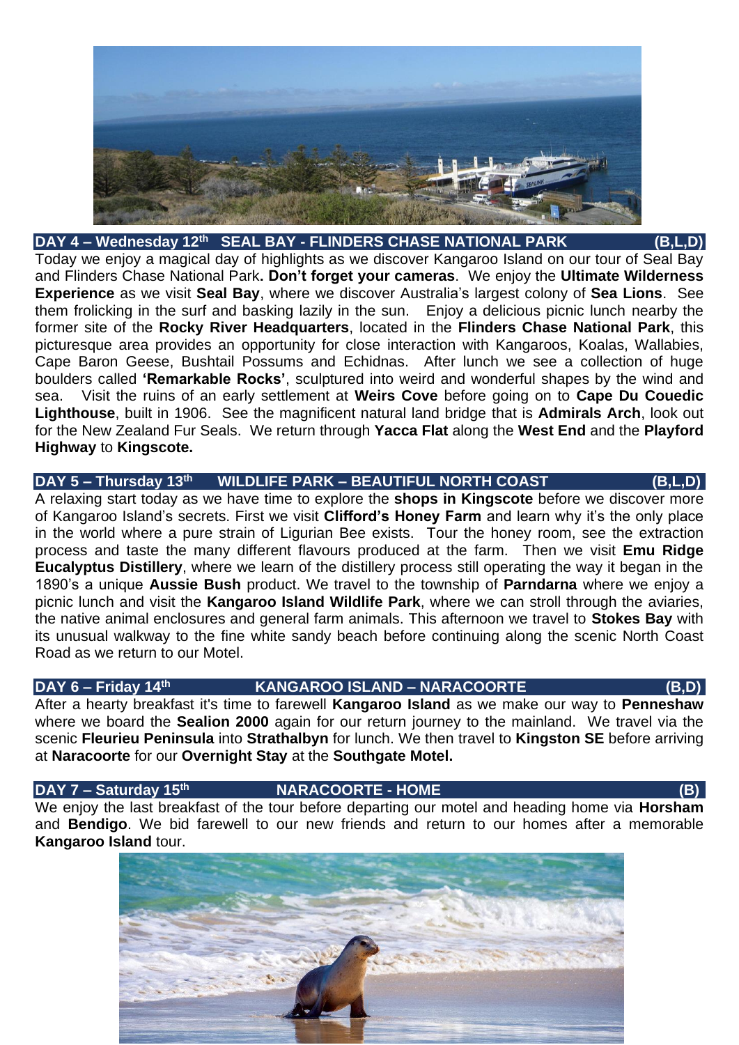## DAY 4 – Wednesday 12th SEAL BAY - FLINDERS CHASE NATIONAL PARK (B,L,D)

Today we enjoy a magical day of highlights as we discover Kangaroo Island on our tour of Seal Bay and Flinders Chase National Park**. Don't forget your cameras**. We enjoy the **Ultimate Wilderness Experience** as we visit **Seal Bay**, where we discover Australia's largest colony of **Sea Lions**. See them frolicking in the surf and basking lazily in the sun. Enjoy a delicious picnic lunch nearby the former site of the **Rocky River Headquarters**, located in the **Flinders Chase National Park**, this picturesque area provides an opportunity for close interaction with Kangaroos, Koalas, Wallabies, Cape Baron Geese, Bushtail Possums and Echidnas. After lunch we see a collection of huge boulders called **'Remarkable Rocks'**, sculptured into weird and wonderful shapes by the wind and sea. Visit the ruins of an early settlement at **Weirs Cove** before going on to **Cape Du Couedic Lighthouse**, built in 1906. See the magnificent natural land bridge that is **Admirals Arch**, look out for the New Zealand Fur Seals. We return through **Yacca Flat** along the **West End** and the **Playford Highway** to **Kingscote.**

## DAY 5 – Thursday 13th WILDLIFE PARK – BEAUTIFUL NORTH COAST (B,L,D)

A relaxing start today as we have time to explore the **shops in Kingscote** before we discover more of Kangaroo Island's secrets. First we visit **Clifford's Honey Farm** and learn why it's the only place in the world where a pure strain of Ligurian Bee exists. Tour the honey room, see the extraction process and taste the many different flavours produced at the farm. Then we visit **Emu Ridge Eucalyptus Distillery**, where we learn of the distillery process still operating the way it began in the 1890's a unique **Aussie Bush** product. We travel to the township of **Parndarna** where we enjoy a picnic lunch and visit the **Kangaroo Island Wildlife Park**, where we can stroll through the aviaries, the native animal enclosures and general farm animals. This afternoon we travel to **Stokes Bay** with its unusual walkway to the fine white sandy beach before continuing along the scenic North Coast Road as we return to our Motel.

## DAY 6 – Friday 14th KANGAROO ISLAND – NARACOORTE (B,D)

After a hearty breakfast it's time to farewell **Kangaroo Island** as we make our way to **Penneshaw** where we board the **Sealion 2000** again for our return journey to the mainland. We travel via the scenic **Fleurieu Peninsula** into **Strathalbyn** for lunch. We then travel to **Kingston SE** before arriving at **Naracoorte** for our **Overnight Stay** at the **Southgate Motel.**

## DAY 7 – Saturday 15th NARACOORTE - HOME (B)

We enjoy the last breakfast of the tour before departing our motel and heading home via **Horsham** and **Bendigo**. We bid farewell to our new friends and return to our homes after a memorable **Kangaroo Island** tour.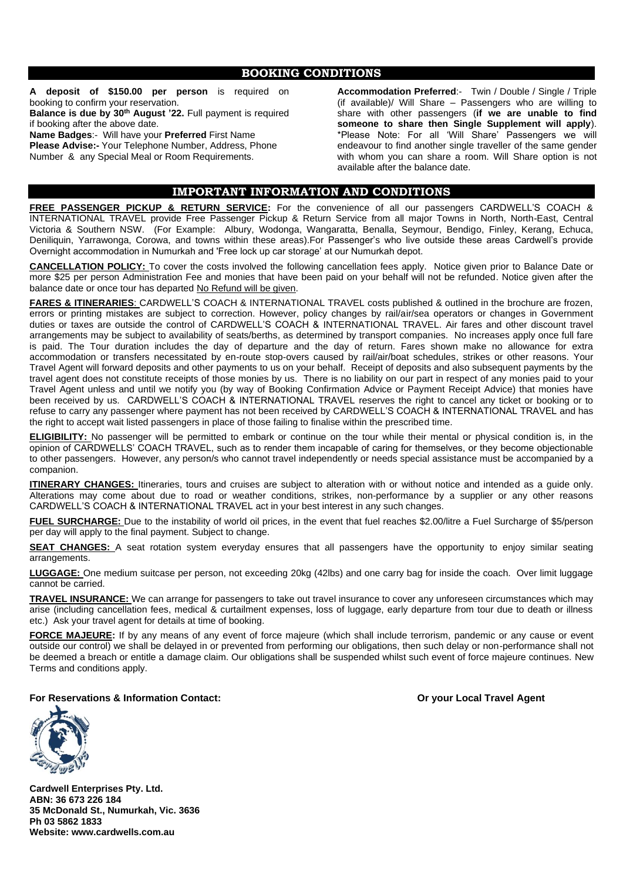## BOOKING CONDITIONS

**A deposit of $150.00 per person** is required on booking to confirm your reservation.
**Balance is due by 30th August '22.** Full payment is required if booking after the above date.
**Name Badges**:- Will have your **Preferred** First Name
**Please Advise:-** Your Telephone Number, Address, Phone Number & any Special Meal or Room Requirements.

**Accommodation Preferred**:- Twin / Double / Single / Triple (if available)/ Will Share – Passengers who are willing to share with other passengers (**if we are unable to find someone to share then Single Supplement will apply**). *Please Note: For all 'Will Share' Passengers we will endeavour to find another single traveller of the same gender with whom you can share a room. Will Share option is not available after the balance date.

## IMPORTANT INFORMATION AND CONDITIONS

**FREE PASSENGER PICKUP & RETURN SERVICE:** For the convenience of all our passengers CARDWELL'S COACH & INTERNATIONAL TRAVEL provide Free Passenger Pickup & Return Service from all major Towns in North, North-East, Central Victoria & Southern NSW. (For Example: Albury, Wodonga, Wangaratta, Benalla, Seymour, Bendigo, Finley, Kerang, Echuca, Deniliquin, Yarrawonga, Corowa, and towns within these areas).For Passenger's who live outside these areas Cardwell's provide Overnight accommodation in Numurkah and 'Free lock up car storage' at our Numurkah depot.

**CANCELLATION POLICY:** To cover the costs involved the following cancellation fees apply. Notice given prior to Balance Date or more $25 per person Administration Fee and monies that have been paid on your behalf will not be refunded. Notice given after the balance date or once tour has departed No Refund will be given.

**FARES & ITINERARIES**: CARDWELL'S COACH & INTERNATIONAL TRAVEL costs published & outlined in the brochure are frozen, errors or printing mistakes are subject to correction. However, policy changes by rail/air/sea operators or changes in Government duties or taxes are outside the control of CARDWELL'S COACH & INTERNATIONAL TRAVEL. Air fares and other discount travel arrangements may be subject to availability of seats/berths, as determined by transport companies. No increases apply once full fare is paid. The Tour duration includes the day of departure and the day of return. Fares shown make no allowance for extra accommodation or transfers necessitated by en-route stop-overs caused by rail/air/boat schedules, strikes or other reasons. Your Travel Agent will forward deposits and other payments to us on your behalf. Receipt of deposits and also subsequent payments by the travel agent does not constitute receipts of those monies by us. There is no liability on our part in respect of any monies paid to your Travel Agent unless and until we notify you (by way of Booking Confirmation Advice or Payment Receipt Advice) that monies have been received by us. CARDWELL'S COACH & INTERNATIONAL TRAVEL reserves the right to cancel any ticket or booking or to refuse to carry any passenger where payment has not been received by CARDWELL'S COACH & INTERNATIONAL TRAVEL and has the right to accept wait listed passengers in place of those failing to finalise within the prescribed time.

**ELIGIBILITY:** No passenger will be permitted to embark or continue on the tour while their mental or physical condition is, in the opinion of CARDWELLS' COACH TRAVEL, such as to render them incapable of caring for themselves, or they become objectionable to other passengers. However, any person/s who cannot travel independently or needs special assistance must be accompanied by a companion.

**ITINERARY CHANGES:** Itineraries, tours and cruises are subject to alteration with or without notice and intended as a guide only. Alterations may come about due to road or weather conditions, strikes, non-performance by a supplier or any other reasons CARDWELL'S COACH & INTERNATIONAL TRAVEL act in your best interest in any such changes.

**FUEL SURCHARGE:** Due to the instability of world oil prices, in the event that fuel reaches $2.00/litre a Fuel Surcharge of $5/person per day will apply to the final payment. Subject to change.

**SEAT CHANGES:** A seat rotation system everyday ensures that all passengers have the opportunity to enjoy similar seating arrangements.

**LUGGAGE:** One medium suitcase per person, not exceeding 20kg (42lbs) and one carry bag for inside the coach. Over limit luggage cannot be carried.

**TRAVEL INSURANCE:** We can arrange for passengers to take out travel insurance to cover any unforeseen circumstances which may arise (including cancellation fees, medical & curtailment expenses, loss of luggage, early departure from tour due to death or illness etc.) Ask your travel agent for details at time of booking.

**FORCE MAJEURE:** If by any means of any event of force majeure (which shall include terrorism, pandemic or any cause or event outside our control) we shall be delayed in or prevented from performing our obligations, then such delay or non-performance shall not be deemed a breach or entitle a damage claim. Our obligations shall be suspended whilst such event of force majeure continues. New Terms and conditions apply.

**For Reservations & Information Contact:**

**Or your Local Travel Agent**

**Cardwell Enterprises Pty. Ltd.**
**ABN: 36 673 226 184**
**35 McDonald St., Numurkah, Vic. 3636**
**Ph 03 5862 1833**
**Website: www.cardwells.com.au**